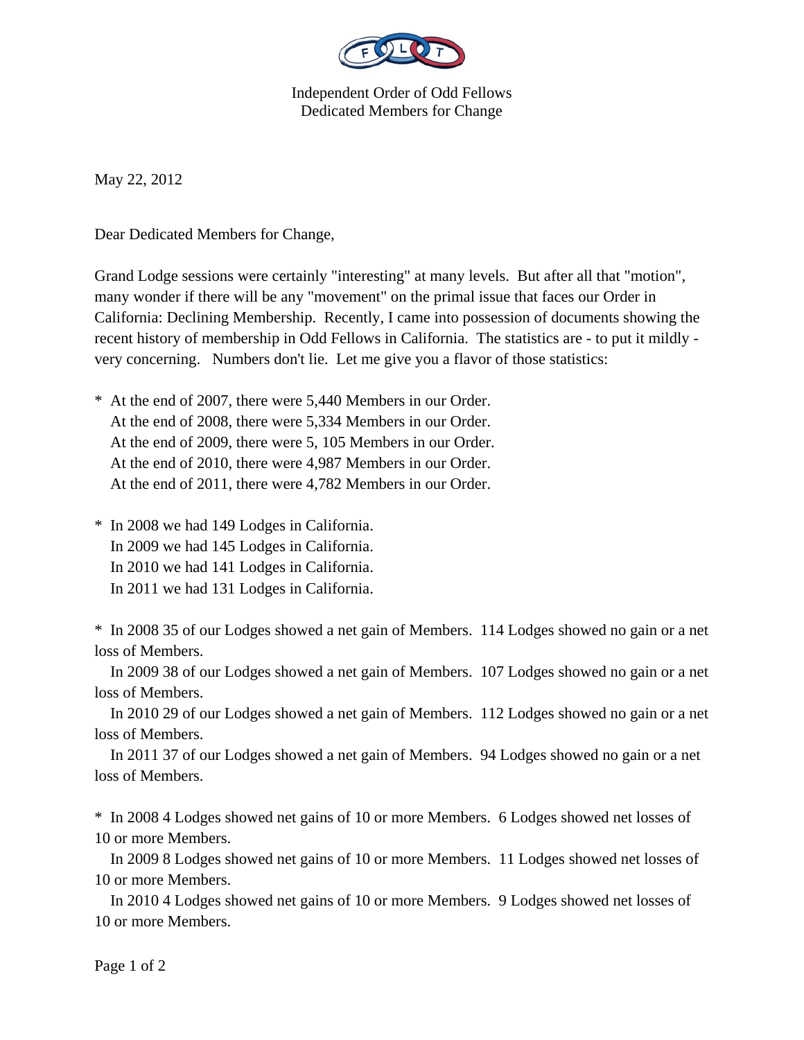Independent Order of Odd Fellows
Dedicated Members for Change

May 22, 2012

Dear Dedicated Members for Change,

Grand Lodge sessions were certainly "interesting" at many levels. But after all that "motion", many wonder if there will be any "movement" on the primal issue that faces our Order in California: Declining Membership. Recently, I came into possession of documents showing the recent history of membership in Odd Fellows in California. The statistics are - to put it mildly - very concerning. Numbers don't lie. Let me give you a flavor of those statistics:

* At the end of 2007, there were 5,440 Members in our Order.
  At the end of 2008, there were 5,334 Members in our Order.
  At the end of 2009, there were 5, 105 Members in our Order.
  At the end of 2010, there were 4,987 Members in our Order.
  At the end of 2011, there were 4,782 Members in our Order.

* In 2008 we had 149 Lodges in California.
  In 2009 we had 145 Lodges in California.
  In 2010 we had 141 Lodges in California.
  In 2011 we had 131 Lodges in California.

* In 2008 35 of our Lodges showed a net gain of Members. 114 Lodges showed no gain or a net loss of Members.
  In 2009 38 of our Lodges showed a net gain of Members. 107 Lodges showed no gain or a net loss of Members.
  In 2010 29 of our Lodges showed a net gain of Members. 112 Lodges showed no gain or a net loss of Members.
  In 2011 37 of our Lodges showed a net gain of Members. 94 Lodges showed no gain or a net loss of Members.

* In 2008 4 Lodges showed net gains of 10 or more Members. 6 Lodges showed net losses of 10 or more Members.
  In 2009 8 Lodges showed net gains of 10 or more Members. 11 Lodges showed net losses of 10 or more Members.
  In 2010 4 Lodges showed net gains of 10 or more Members. 9 Lodges showed net losses of 10 or more Members.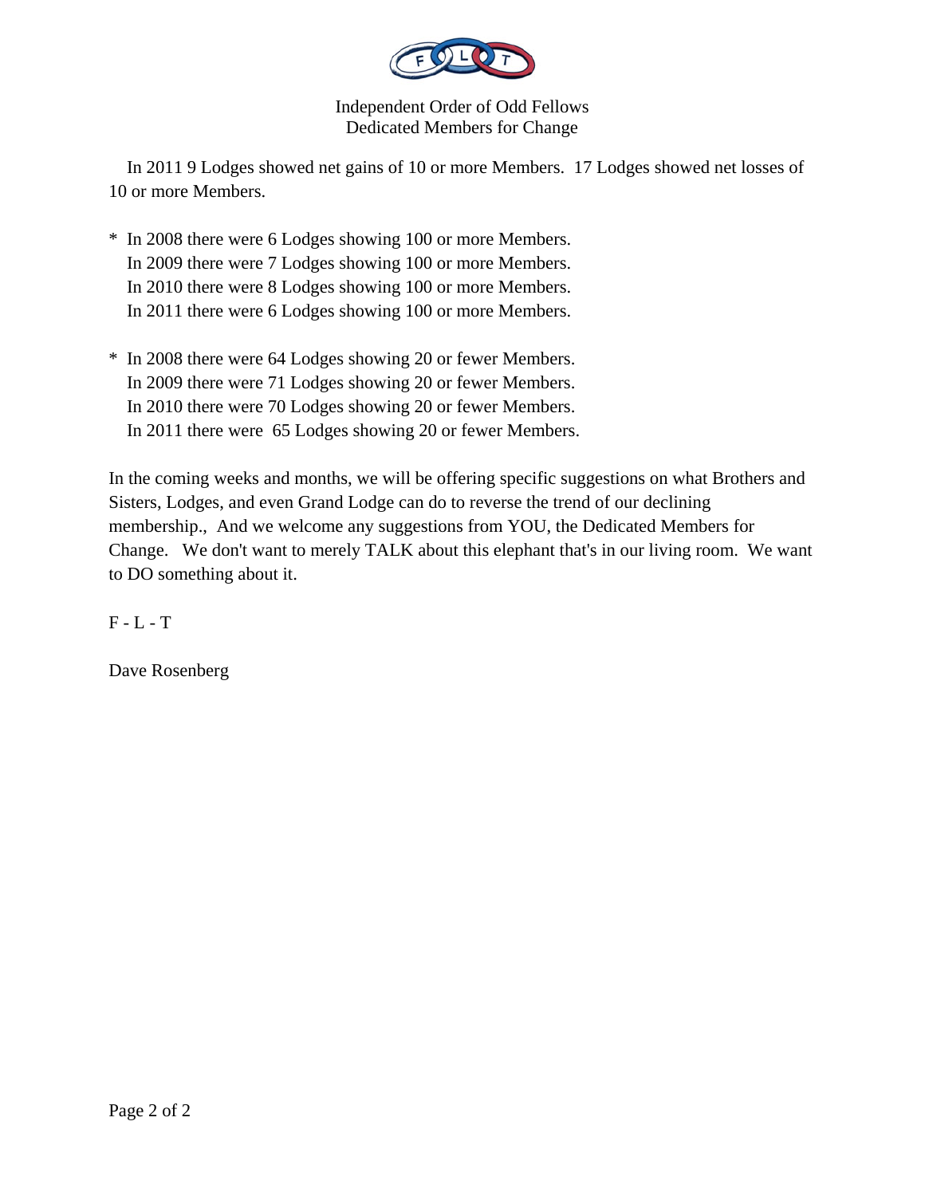Independent Order of Odd Fellows
Dedicated Members for Change

In 2011 9 Lodges showed net gains of 10 or more Members.  17 Lodges showed net losses of 10 or more Members.

* In 2008 there were 6 Lodges showing 100 or more Members.
  In 2009 there were 7 Lodges showing 100 or more Members.
  In 2010 there were 8 Lodges showing 100 or more Members.
  In 2011 there were 6 Lodges showing 100 or more Members.

* In 2008 there were 64 Lodges showing 20 or fewer Members.
  In 2009 there were 71 Lodges showing 20 or fewer Members.
  In 2010 there were 70 Lodges showing 20 or fewer Members.
  In 2011 there were 65 Lodges showing 20 or fewer Members.

In the coming weeks and months, we will be offering specific suggestions on what Brothers and Sisters, Lodges, and even Grand Lodge can do to reverse the trend of our declining membership.,  And we welcome any suggestions from YOU, the Dedicated Members for Change.   We don't want to merely TALK about this elephant that's in our living room.  We want to DO something about it.

F - L - T

Dave Rosenberg